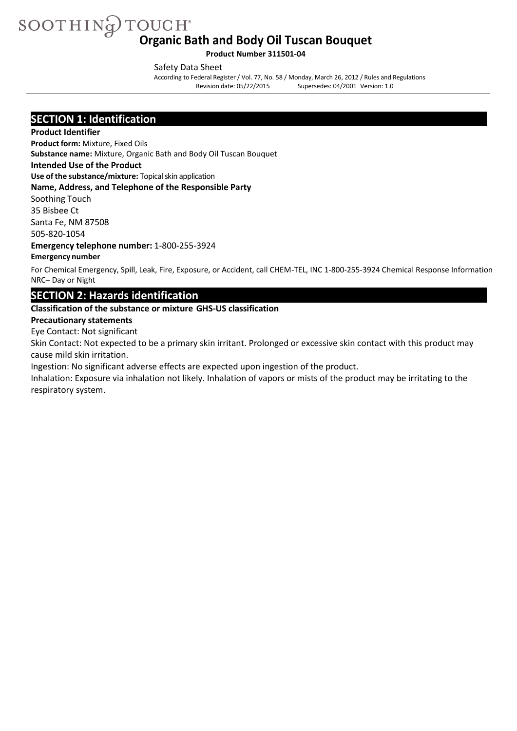SOOTHING TOUCH®

# Organic Bath and Body Oil Tuscan Bouquet

**Product Number 311501-04**

Safety Data Sheet

According to Federal Register / Vol. 77, No. 58 / Monday, March 26, 2012 / Rules and Regulations

Revision date: 05/22/2015 Supersedes: 04/2001 Version: 1.0

## SECTION 1: Identification

**Product Identifier**

**Product form:** Mixture, Fixed Oils

**Substance name:** Mixture, Organic Bath and Body Oil Tuscan Bouquet

**Intended Use of the Product**

**Use of the substance/mixture:** Topical skin application

**Name, Address, and Telephone of the Responsible Party**

Soothing Touch
35 Bisbee Ct
Santa Fe, NM 87508
505-820-1054

**Emergency telephone number:** 1-800-255-3924

**Emergency number**

For Chemical Emergency, Spill, Leak, Fire, Exposure, or Accident, call CHEM-TEL, INC 1-800-255-3924 Chemical Response Information NRC– Day or Night

## SECTION 2: Hazards identification

**Classification of the substance or mixture GHS-US classification**

**Precautionary statements**

Eye Contact: Not significant

Skin Contact: Not expected to be a primary skin irritant. Prolonged or excessive skin contact with this product may cause mild skin irritation.

Ingestion: No significant adverse effects are expected upon ingestion of the product.

Inhalation: Exposure via inhalation not likely. Inhalation of vapors or mists of the product may be irritating to the respiratory system.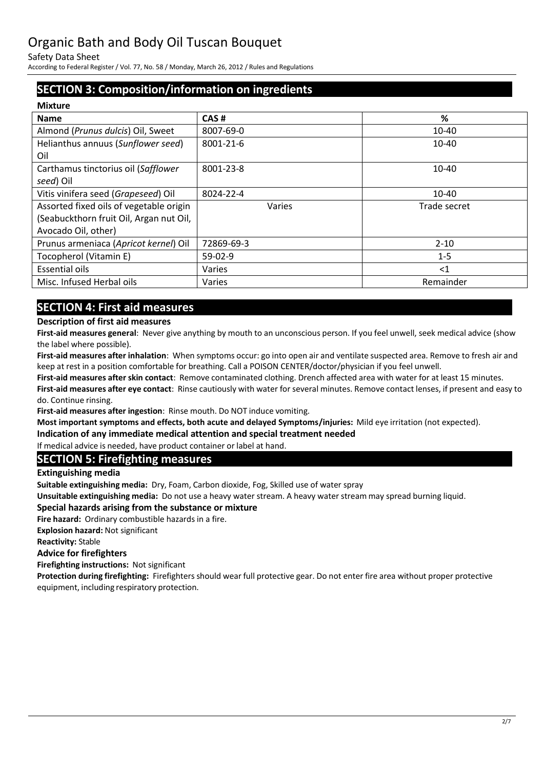## SECTION 3: Composition/information on ingredients

**Mixture**

| Name | CAS # | % |
|---|---|---|
| Almond (*Prunus dulcis*) Oil, Sweet | 8007-69-0 | 10-40 |
| Helianthus annuus (*Sunflower seed*) Oil | 8001-21-6 | 10-40 |
| Carthamus tinctorius oil (*Safflower seed*) Oil | 8001-23-8 | 10-40 |
| Vitis vinifera seed (*Grapeseed*) Oil | 8024-22-4 | 10-40 |
| Assorted fixed oils of vegetable origin (Seabuckthorn fruit Oil, Argan nut Oil, Avocado Oil, other) | Varies | Trade secret |
| Prunus armeniaca (*Apricot kernel*) Oil | 72869-69-3 | 2-10 |
| Tocopherol (Vitamin E) | 59-02-9 | 1-5 |
| Essential oils | Varies | <1 |
| Misc. Infused Herbal oils | Varies | Remainder |

## SECTION 4: First aid measures

**Description of first aid measures**

**First-aid measures general**: Never give anything by mouth to an unconscious person. If you feel unwell, seek medical advice (show the label where possible).

**First-aid measures after inhalation**: When symptoms occur: go into open air and ventilate suspected area. Remove to fresh air and keep at rest in a position comfortable for breathing. Call a POISON CENTER/doctor/physician if you feel unwell.

**First-aid measures after skin contact**: Remove contaminated clothing. Drench affected area with water for at least 15 minutes.

**First-aid measures after eye contact**: Rinse cautiously with water for several minutes. Remove contact lenses, if present and easy to do. Continue rinsing.

**First-aid measures after ingestion**: Rinse mouth. Do NOT induce vomiting.

**Most important symptoms and effects, both acute and delayed Symptoms/injuries:** Mild eye irritation (not expected).

**Indication of any immediate medical attention and special treatment needed**

If medical advice is needed, have product container or label at hand.

## SECTION 5: Firefighting measures

**Extinguishing media**

**Suitable extinguishing media:** Dry, Foam, Carbon dioxide, Fog, Skilled use of water spray

**Unsuitable extinguishing media:** Do not use a heavy water stream. A heavy water stream may spread burning liquid.

**Special hazards arising from the substance or mixture**

**Fire hazard:** Ordinary combustible hazards in a fire.

**Explosion hazard:** Not significant

**Reactivity:** Stable

**Advice for firefighters**

**Firefighting instructions:** Not significant

**Protection during firefighting:** Firefighters should wear full protective gear. Do not enter fire area without proper protective equipment, including respiratory protection.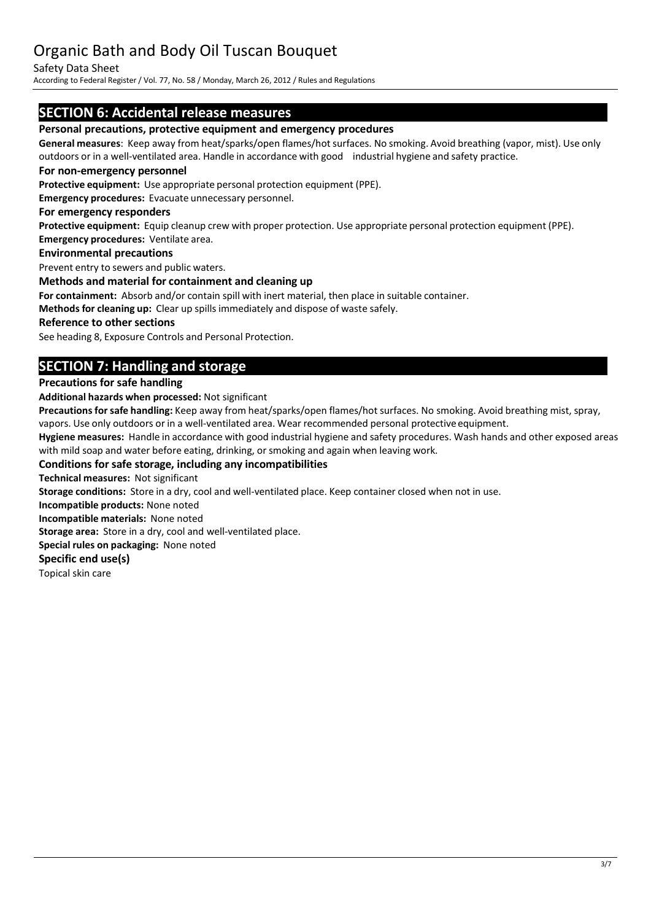## SECTION 6: Accidental release measures

### Personal precautions, protective equipment and emergency procedures

**General measures**: Keep away from heat/sparks/open flames/hot surfaces. No smoking. Avoid breathing (vapor, mist). Use only outdoors or in a well-ventilated area. Handle in accordance with good industrial hygiene and safety practice.

### For non-emergency personnel

**Protective equipment:** Use appropriate personal protection equipment (PPE).

**Emergency procedures:** Evacuate unnecessary personnel.

### For emergency responders

**Protective equipment:** Equip cleanup crew with proper protection. Use appropriate personal protection equipment (PPE).

**Emergency procedures:** Ventilate area.

### Environmental precautions

Prevent entry to sewers and public waters.

### Methods and material for containment and cleaning up

**For containment:** Absorb and/or contain spill with inert material, then place in suitable container.

**Methods for cleaning up:** Clear up spills immediately and dispose of waste safely.

### Reference to other sections

See heading 8, Exposure Controls and Personal Protection.

## SECTION 7: Handling and storage

### Precautions for safe handling

**Additional hazards when processed:** Not significant

**Precautions for safe handling:** Keep away from heat/sparks/open flames/hot surfaces. No smoking. Avoid breathing mist, spray, vapors. Use only outdoors or in a well-ventilated area. Wear recommended personal protective equipment.

**Hygiene measures:** Handle in accordance with good industrial hygiene and safety procedures. Wash hands and other exposed areas with mild soap and water before eating, drinking, or smoking and again when leaving work.

### Conditions for safe storage, including any incompatibilities

**Technical measures:** Not significant

**Storage conditions:** Store in a dry, cool and well-ventilated place. Keep container closed when not in use.

**Incompatible products:** None noted

**Incompatible materials:** None noted

**Storage area:** Store in a dry, cool and well-ventilated place.

**Special rules on packaging:** None noted

### Specific end use(s)

Topical skin care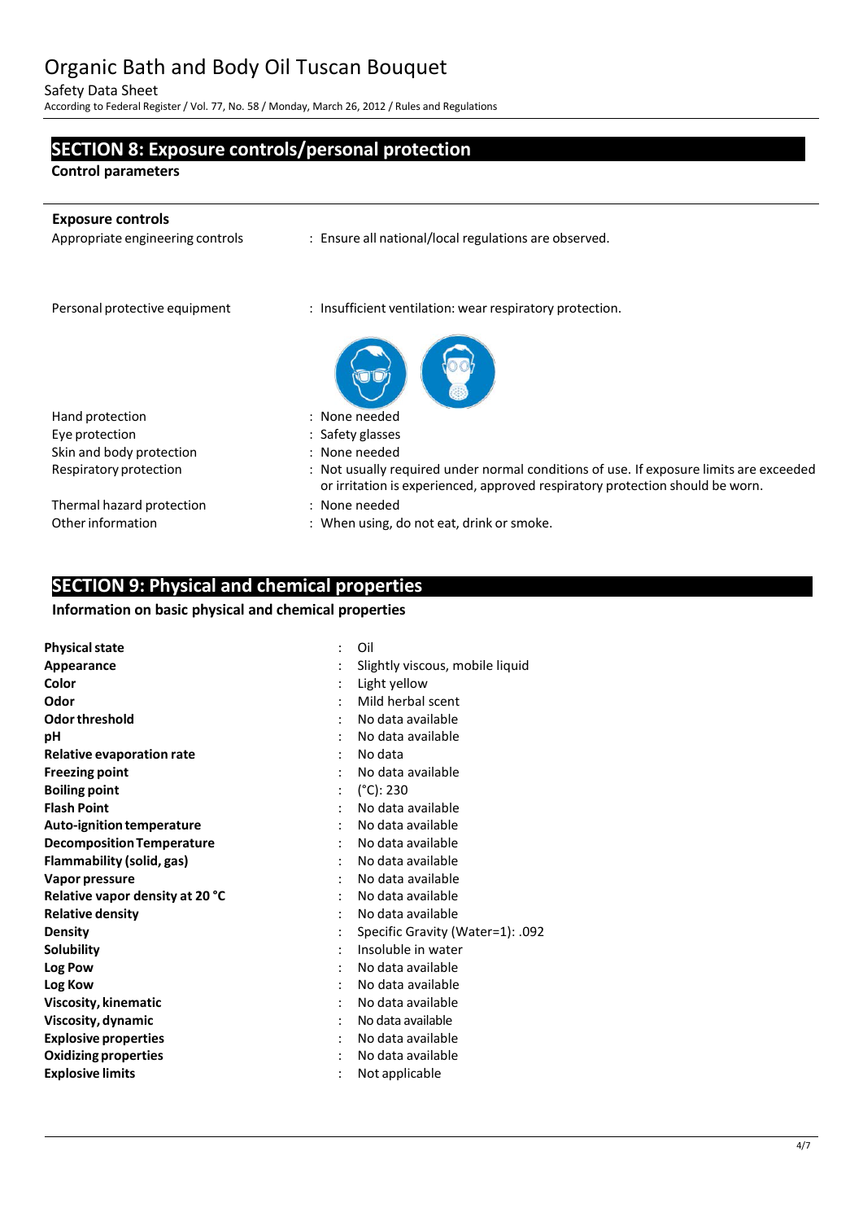## SECTION 8: Exposure controls/personal protection

**Control parameters**

**Exposure controls**

| | |
|---|---|
| Appropriate engineering controls | : Ensure all national/local regulations are observed. |
| Personal protective equipment | : Insufficient ventilation: wear respiratory protection. |
| Hand protection | : None needed |
| Eye protection | : Safety glasses |
| Skin and body protection | : None needed |
| Respiratory protection | : Not usually required under normal conditions of use. If exposure limits are exceeded or irritation is experienced, approved respiratory protection should be worn. |
| Thermal hazard protection | : None needed |
| Other information | : When using, do not eat, drink or smoke. |

## SECTION 9: Physical and chemical properties

**Information on basic physical and chemical properties**

| | |
|---|---|
| **Physical state** | : Oil |
| **Appearance** | : Slightly viscous, mobile liquid |
| **Color** | : Light yellow |
| **Odor** | : Mild herbal scent |
| **Odor threshold** | : No data available |
| **pH** | : No data available |
| **Relative evaporation rate** | : No data |
| **Freezing point** | : No data available |
| **Boiling point** | : (°C): 230 |
| **Flash Point** | : No data available |
| **Auto-ignition temperature** | : No data available |
| **Decomposition Temperature** | : No data available |
| **Flammability (solid, gas)** | : No data available |
| **Vapor pressure** | : No data available |
| **Relative vapor density at 20 °C** | : No data available |
| **Relative density** | : No data available |
| **Density** | : Specific Gravity (Water=1): .092 |
| **Solubility** | : Insoluble in water |
| **Log Pow** | : No data available |
| **Log Kow** | : No data available |
| **Viscosity, kinematic** | : No data available |
| **Viscosity, dynamic** | : No data available |
| **Explosive properties** | : No data available |
| **Oxidizing properties** | : No data available |
| **Explosive limits** | : Not applicable |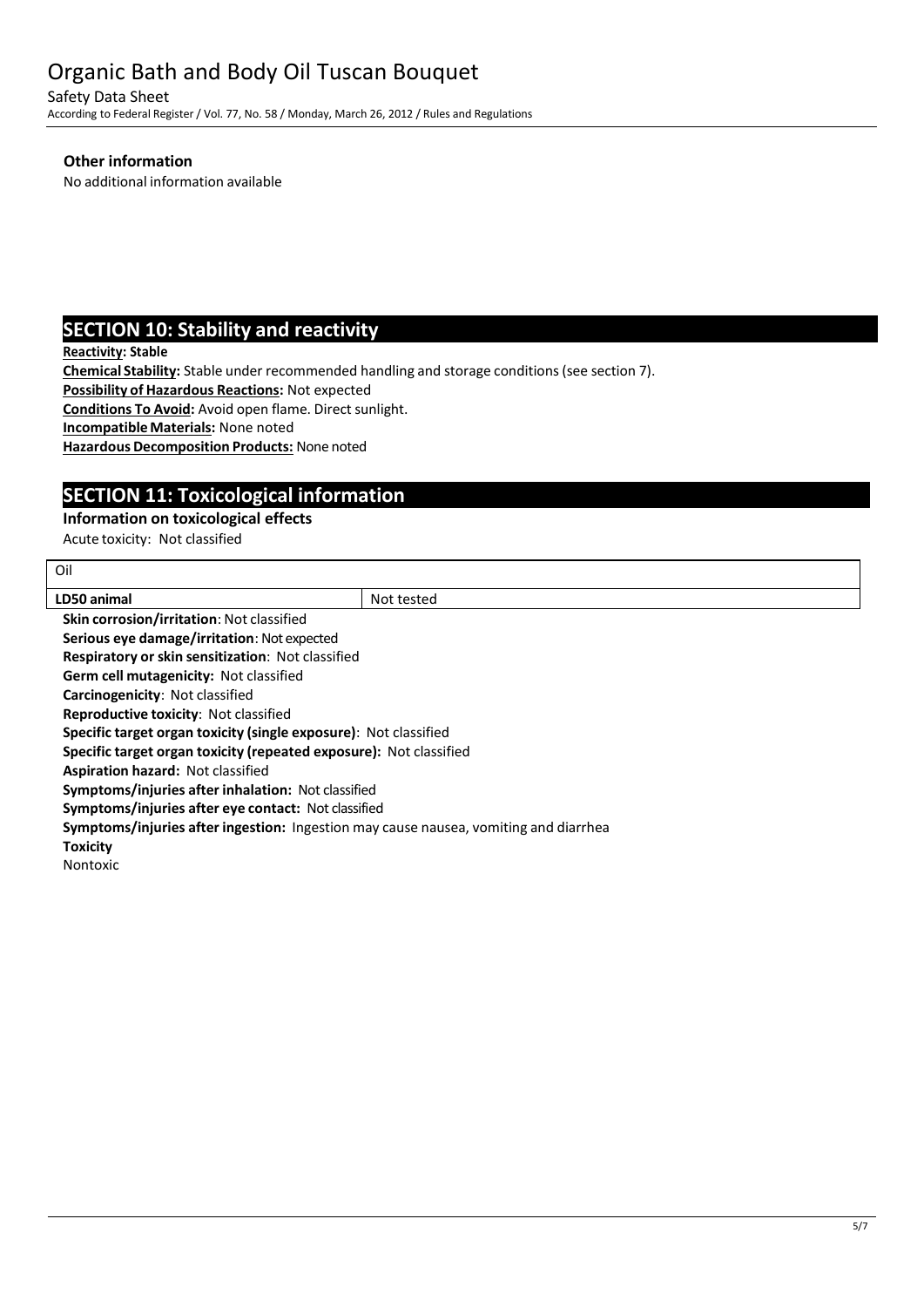### Other information

No additional information available

## SECTION 10: Stability and reactivity

**Reactivity: Stable**

**Chemical Stability:** Stable under recommended handling and storage conditions (see section 7).

**Possibility of Hazardous Reactions:** Not expected

**Conditions To Avoid:** Avoid open flame. Direct sunlight.

**Incompatible Materials:** None noted

**Hazardous Decomposition Products:** None noted

## SECTION 11: Toxicological information

### Information on toxicological effects

Acute toxicity: Not classified

| Oil | |
|---|---|
| **LD50 animal** | Not tested |

**Skin corrosion/irritation**: Not classified

**Serious eye damage/irritation**: Not expected

**Respiratory or skin sensitization**: Not classified

**Germ cell mutagenicity:** Not classified

**Carcinogenicity**: Not classified

**Reproductive toxicity**: Not classified

**Specific target organ toxicity (single exposure)**: Not classified

**Specific target organ toxicity (repeated exposure):** Not classified

**Aspiration hazard:** Not classified

**Symptoms/injuries after inhalation:** Not classified

**Symptoms/injuries after eye contact:** Not classified

**Symptoms/injuries after ingestion:** Ingestion may cause nausea, vomiting and diarrhea

**Toxicity**

Nontoxic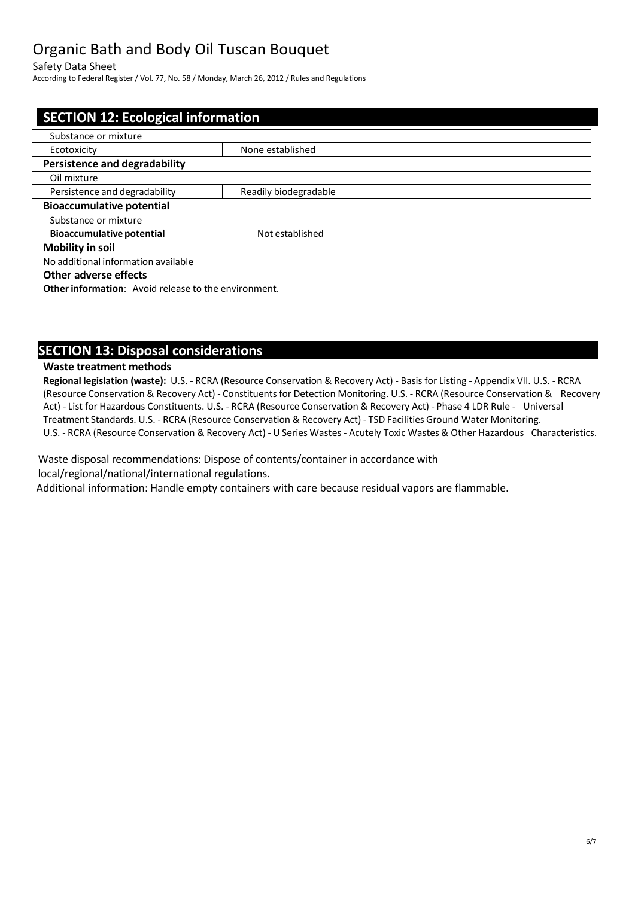## SECTION 12: Ecological information

| Substance or mixture | |
|---|---|
| Ecotoxicity | None established |

**Persistence and degradability**

| Oil mixture | |
|---|---|
| Persistence and degradability | Readily biodegradable |

**Bioaccumulative potential**

| Substance or mixture | |
|---|---|
| **Bioaccumulative potential** | Not established |

**Mobility in soil**

No additional information available

**Other adverse effects**

**Other information**: Avoid release to the environment.

## SECTION 13: Disposal considerations

**Waste treatment methods**

**Regional legislation (waste):** U.S. - RCRA (Resource Conservation & Recovery Act) - Basis for Listing - Appendix VII. U.S. - RCRA (Resource Conservation & Recovery Act) - Constituents for Detection Monitoring. U.S. - RCRA (Resource Conservation & Recovery Act) - List for Hazardous Constituents. U.S. - RCRA (Resource Conservation & Recovery Act) - Phase 4 LDR Rule - Universal Treatment Standards. U.S. - RCRA (Resource Conservation & Recovery Act) - TSD Facilities Ground Water Monitoring. U.S. - RCRA (Resource Conservation & Recovery Act) - U Series Wastes - Acutely Toxic Wastes & Other Hazardous Characteristics.

Waste disposal recommendations: Dispose of contents/container in accordance with local/regional/national/international regulations.

Additional information: Handle empty containers with care because residual vapors are flammable.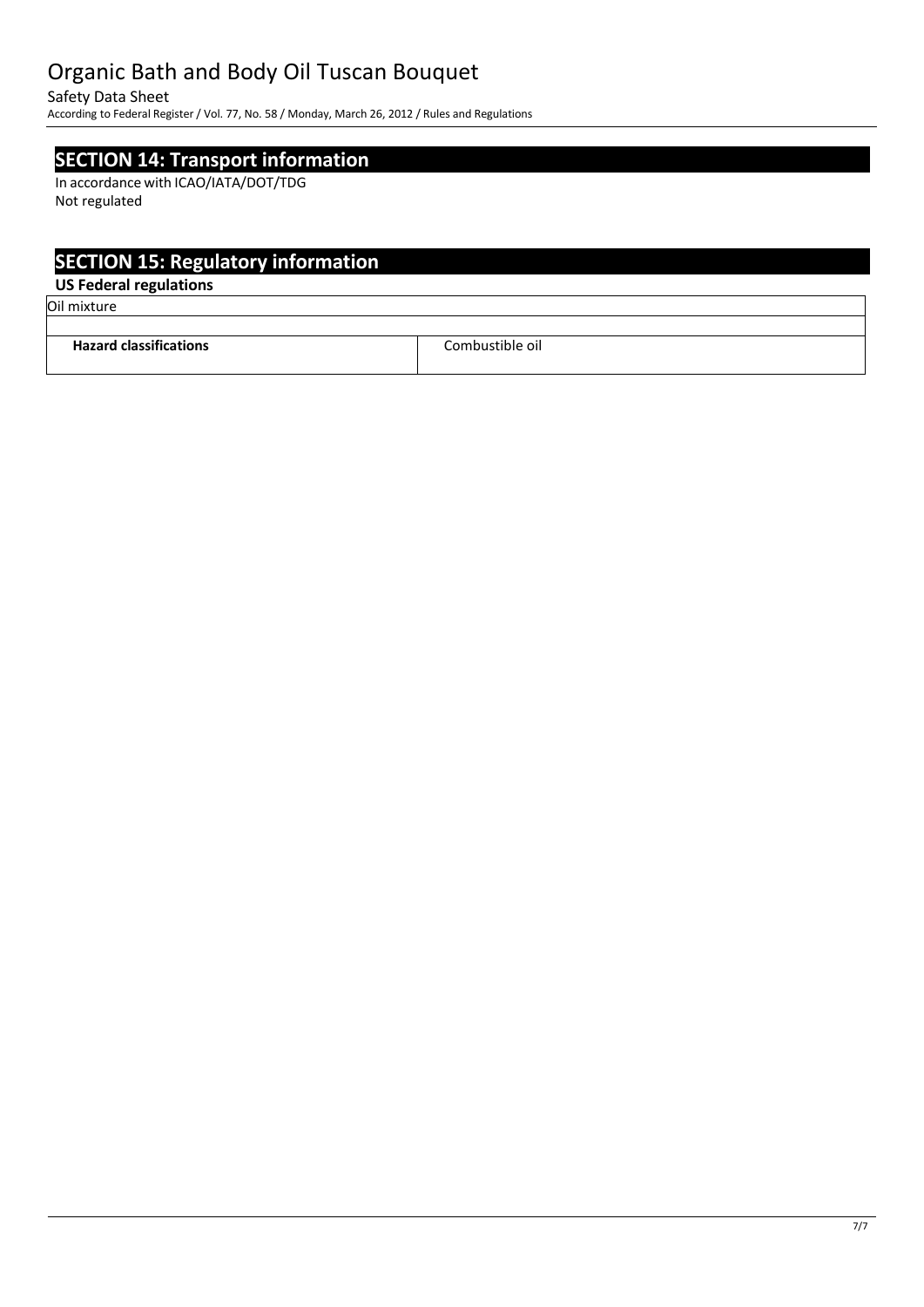## SECTION 14: Transport information

In accordance with ICAO/IATA/DOT/TDG
Not regulated

## SECTION 15: Regulatory information

**US Federal regulations**

| Oil mixture | |
|---|---|
| | |
| **Hazard classifications** | Combustible oil |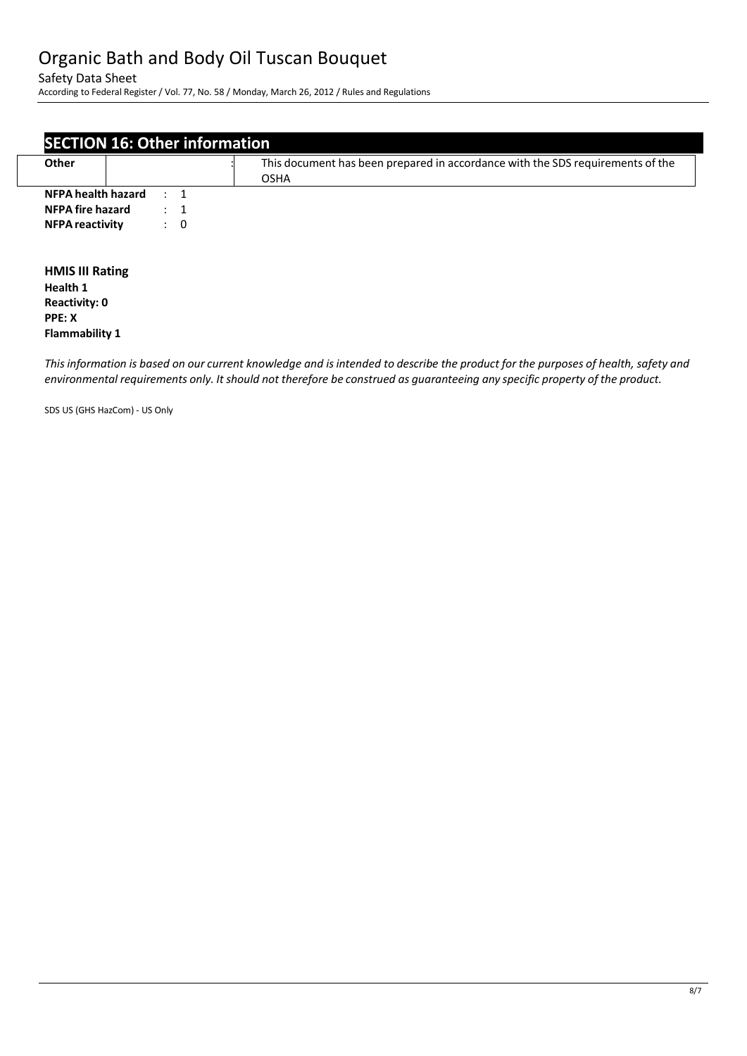## SECTION 16: Other information

| | |
|---|---|
| **Other** | : This document has been prepared in accordance with the SDS requirements of the OSHA |

**NFPA health hazard** : 1
**NFPA fire hazard** : 1
**NFPA reactivity** : 0

**HMIS III Rating**
**Health 1**
**Reactivity: 0**
**PPE: X**
**Flammability 1**

*This information is based on our current knowledge and is intended to describe the product for the purposes of health, safety and environmental requirements only. It should not therefore be construed as guaranteeing any specific property of the product.*

SDS US (GHS HazCom) - US Only